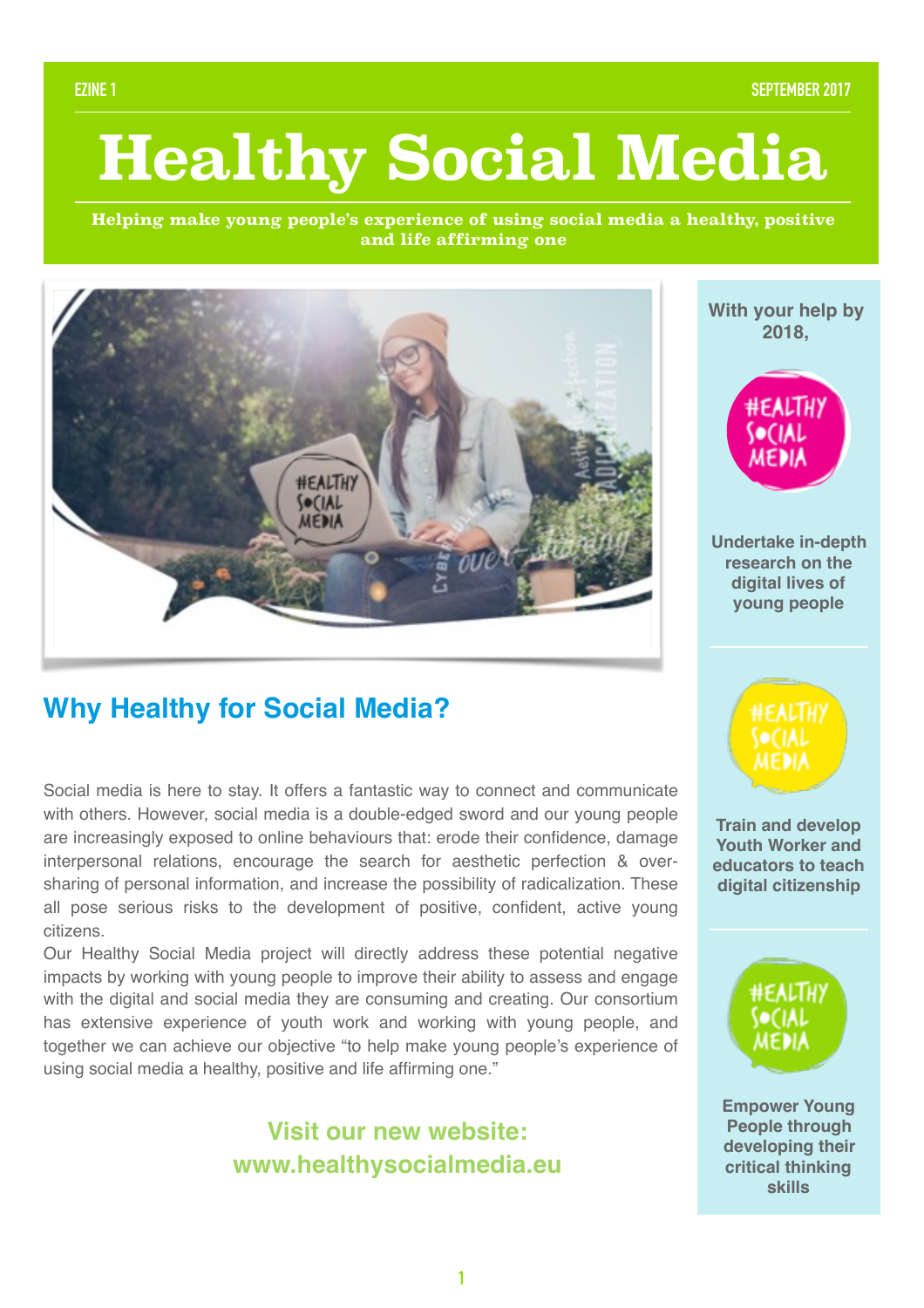EZINE 1 SEPTEMBER 2017

# Healthy Social Media

**Helping make young people's experience of using social media a healthy, positive and life affirming one**

## Why Healthy for Social Media?

Social media is here to stay. It offers a fantastic way to connect and communicate with others. However, social media is a double-edged sword and our young people are increasingly exposed to online behaviours that: erode their confidence, damage interpersonal relations, encourage the search for aesthetic perfection & over-sharing of personal information, and increase the possibility of radicalization. These all pose serious risks to the development of positive, confident, active young citizens.

Our Healthy Social Media project will directly address these potential negative impacts by working with young people to improve their ability to assess and engage with the digital and social media they are consuming and creating. Our consortium has extensive experience of youth work and working with young people, and together we can achieve our objective "to help make young people's experience of using social media a healthy, positive and life affirming one."

**Visit our new website: www.healthysocialmedia.eu**

**With your help by 2018,**

**Undertake in-depth research on the digital lives of young people**

**Train and develop Youth Worker and educators to teach digital citizenship**

**Empower Young People through developing their critical thinking skills**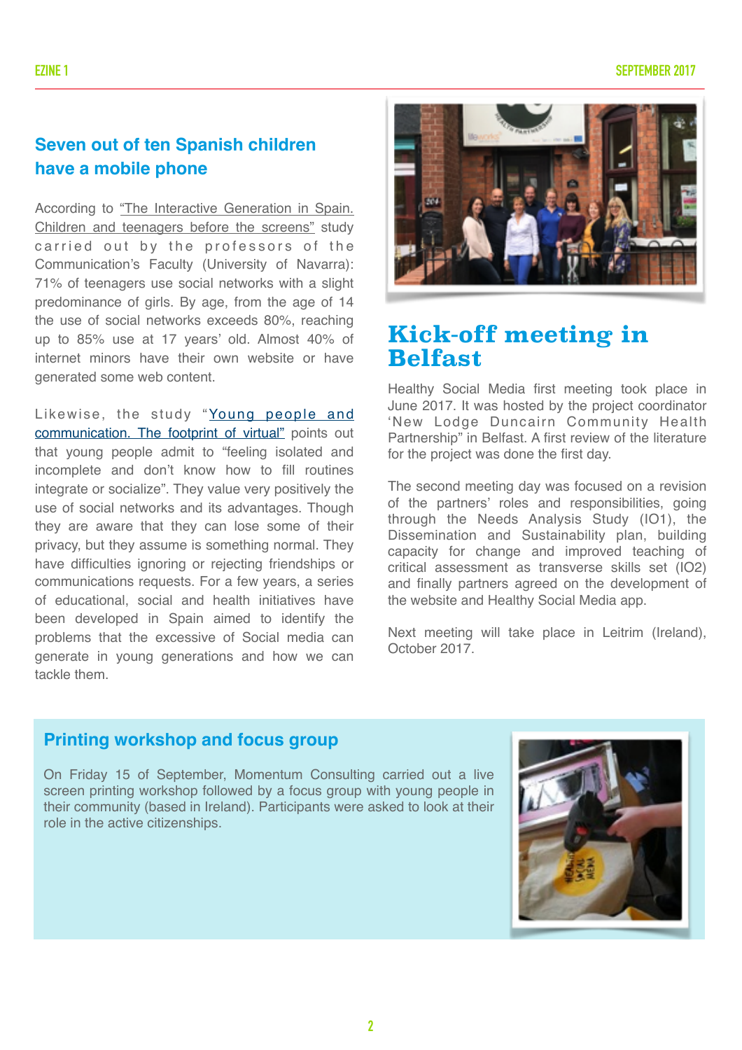## Seven out of ten Spanish children have a mobile phone

According to "The Interactive Generation in Spain. Children and teenagers before the screens" study carried out by the professors of the Communication's Faculty (University of Navarra): 71% of teenagers use social networks with a slight predominance of girls. By age, from the age of 14 the use of social networks exceeds 80%, reaching up to 85% use at 17 years' old. Almost 40% of internet minors have their own website or have generated some web content.

Likewise, the study "Young people and communication. The footprint of virtual" points out that young people admit to "feeling isolated and incomplete and don't know how to fill routines integrate or socialize". They value very positively the use of social networks and its advantages. Though they are aware that they can lose some of their privacy, but they assume is something normal. They have difficulties ignoring or rejecting friendships or communications requests. For a few years, a series of educational, social and health initiatives have been developed in Spain aimed to identify the problems that the excessive of Social media can generate in young generations and how we can tackle them.

## Kick-off meeting in Belfast

Healthy Social Media first meeting took place in June 2017. It was hosted by the project coordinator 'New Lodge Duncairn Community Health Partnership" in Belfast. A first review of the literature for the project was done the first day.

The second meeting day was focused on a revision of the partners' roles and responsibilities, going through the Needs Analysis Study (IO1), the Dissemination and Sustainability plan, building capacity for change and improved teaching of critical assessment as transverse skills set (IO2) and finally partners agreed on the development of the website and Healthy Social Media app.

Next meeting will take place in Leitrim (Ireland), October 2017.

## Printing workshop and focus group

On Friday 15 of September, Momentum Consulting carried out a live screen printing workshop followed by a focus group with young people in their community (based in Ireland). Participants were asked to look at their role in the active citizenships.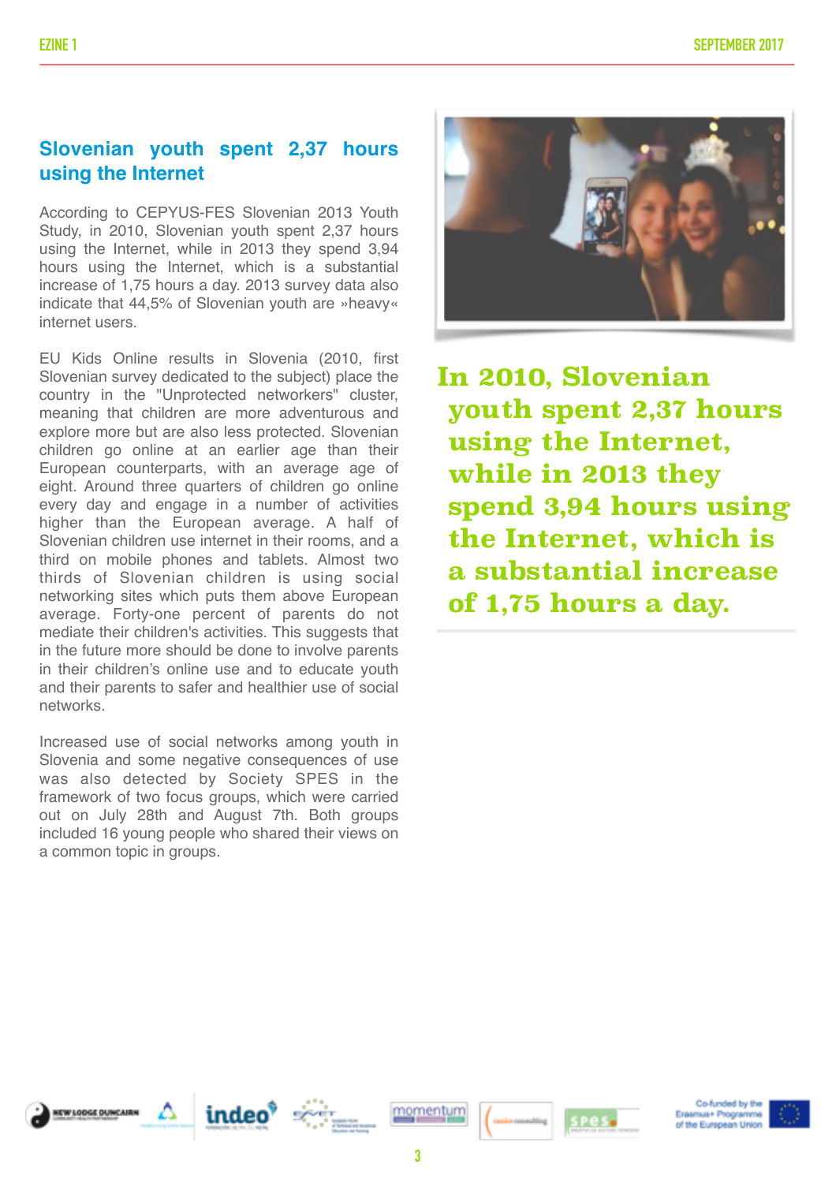## Slovenian youth spent 2,37 hours using the Internet

According to CEPYUS-FES Slovenian 2013 Youth Study, in 2010, Slovenian youth spent 2,37 hours using the Internet, while in 2013 they spend 3,94 hours using the Internet, which is a substantial increase of 1,75 hours a day. 2013 survey data also indicate that 44,5% of Slovenian youth are »heavy« internet users.

EU Kids Online results in Slovenia (2010, first Slovenian survey dedicated to the subject) place the country in the "Unprotected networkers" cluster, meaning that children are more adventurous and explore more but are also less protected. Slovenian children go online at an earlier age than their European counterparts, with an average age of eight. Around three quarters of children go online every day and engage in a number of activities higher than the European average. A half of Slovenian children use internet in their rooms, and a third on mobile phones and tablets. Almost two thirds of Slovenian children is using social networking sites which puts them above European average. Forty-one percent of parents do not mediate their children's activities. This suggests that in the future more should be done to involve parents in their children's online use and to educate youth and their parents to safer and healthier use of social networks.

Increased use of social networks among youth in Slovenia and some negative consequences of use was also detected by Society SPES in the framework of two focus groups, which were carried out on July 28th and August 7th. Both groups included 16 young people who shared their views on a common topic in groups.

**In 2010, Slovenian youth spent 2,37 hours using the Internet, while in 2013 they spend 3,94 hours using the Internet, which is a substantial increase of 1,75 hours a day.**

Co-funded by the Erasmus+ Programme of the European Union